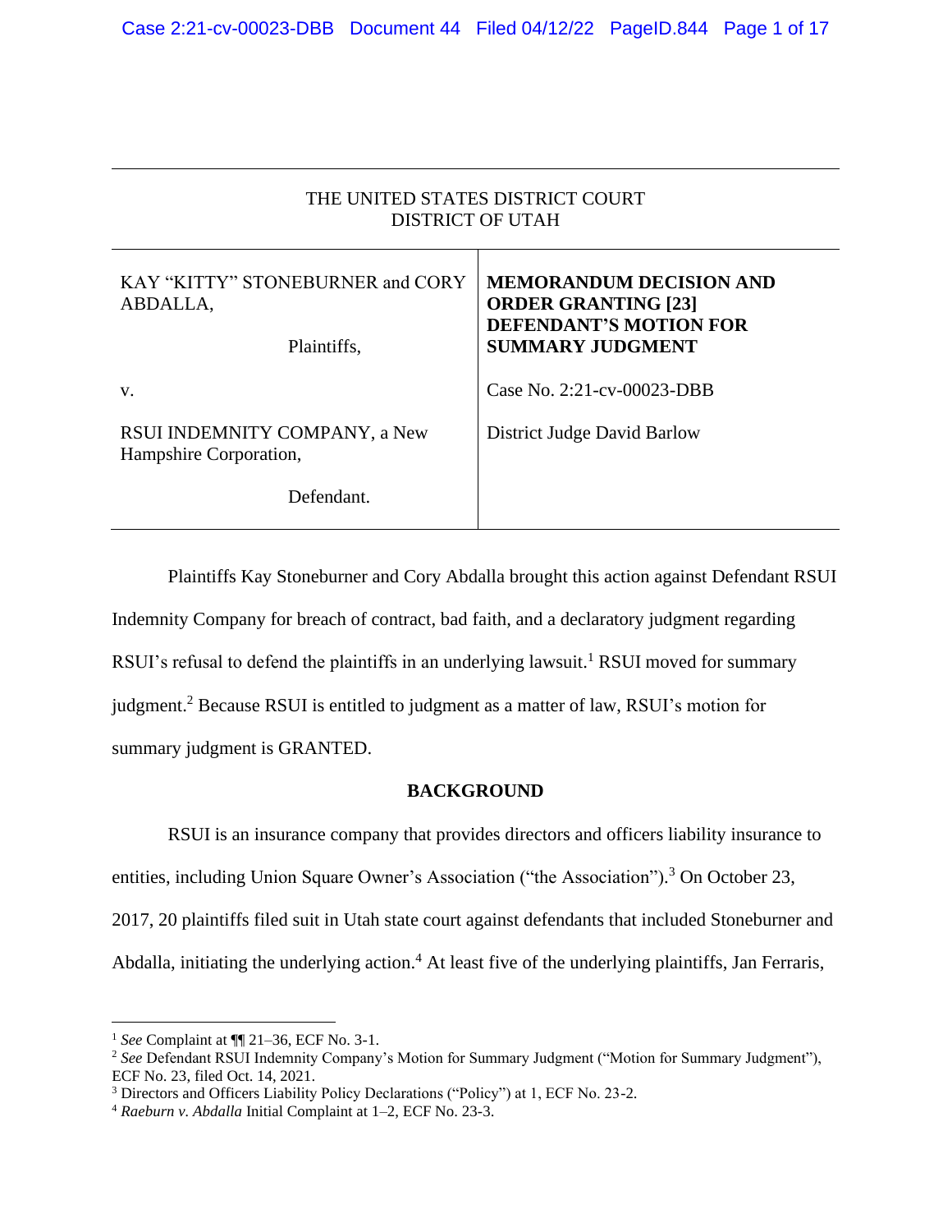THE UNITED STATES DISTRICT COURT
DISTRICT OF UTAH

| | |
|---|---|
| KAY "KITTY" STONEBURNER and CORY ABDALLA,<br><br>Plaintiffs,<br><br>v.<br><br>RSUI INDEMNITY COMPANY, a New Hampshire Corporation,<br><br>Defendant. | **MEMORANDUM DECISION AND ORDER GRANTING [23] DEFENDANT'S MOTION FOR SUMMARY JUDGMENT**<br><br>Case No. 2:21-cv-00023-DBB<br><br>District Judge David Barlow |

Plaintiffs Kay Stoneburner and Cory Abdalla brought this action against Defendant RSUI Indemnity Company for breach of contract, bad faith, and a declaratory judgment regarding RSUI's refusal to defend the plaintiffs in an underlying lawsuit.[1] RSUI moved for summary judgment.[2] Because RSUI is entitled to judgment as a matter of law, RSUI's motion for summary judgment is GRANTED.

## BACKGROUND

RSUI is an insurance company that provides directors and officers liability insurance to entities, including Union Square Owner's Association ("the Association").[3] On October 23, 2017, 20 plaintiffs filed suit in Utah state court against defendants that included Stoneburner and Abdalla, initiating the underlying action.[4] At least five of the underlying plaintiffs, Jan Ferraris,

---

[1] *See* Complaint at ¶¶ 21–36, ECF No. 3-1.

[2] *See* Defendant RSUI Indemnity Company's Motion for Summary Judgment ("Motion for Summary Judgment"), ECF No. 23, filed Oct. 14, 2021.

[3] Directors and Officers Liability Policy Declarations ("Policy") at 1, ECF No. 23-2.

[4] *Raeburn v. Abdalla* Initial Complaint at 1–2, ECF No. 23-3.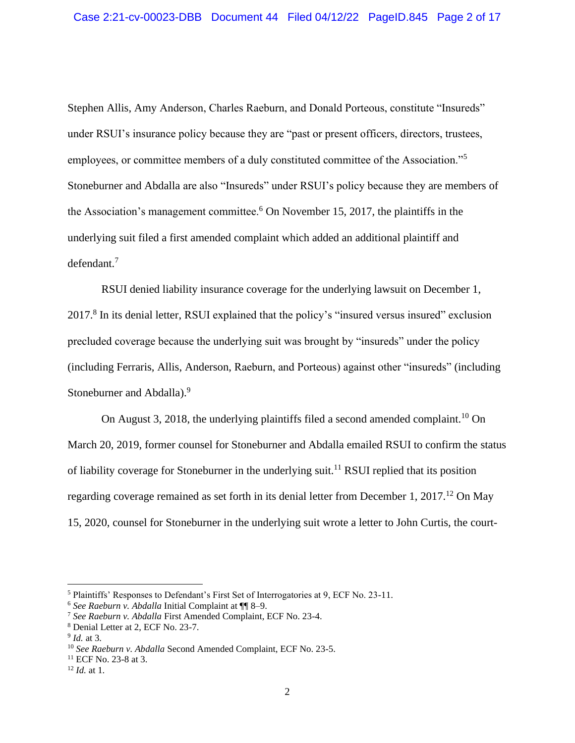Stephen Allis, Amy Anderson, Charles Raeburn, and Donald Porteous, constitute "Insureds" under RSUI's insurance policy because they are "past or present officers, directors, trustees, employees, or committee members of a duly constituted committee of the Association."[5] Stoneburner and Abdalla are also "Insureds" under RSUI's policy because they are members of the Association's management committee.[6] On November 15, 2017, the plaintiffs in the underlying suit filed a first amended complaint which added an additional plaintiff and defendant.[7]

RSUI denied liability insurance coverage for the underlying lawsuit on December 1, 2017.[8] In its denial letter, RSUI explained that the policy's "insured versus insured" exclusion precluded coverage because the underlying suit was brought by "insureds" under the policy (including Ferraris, Allis, Anderson, Raeburn, and Porteous) against other "insureds" (including Stoneburner and Abdalla).[9]

On August 3, 2018, the underlying plaintiffs filed a second amended complaint.[10] On March 20, 2019, former counsel for Stoneburner and Abdalla emailed RSUI to confirm the status of liability coverage for Stoneburner in the underlying suit.[11] RSUI replied that its position regarding coverage remained as set forth in its denial letter from December 1, 2017.[12] On May 15, 2020, counsel for Stoneburner in the underlying suit wrote a letter to John Curtis, the court-

---

[5] Plaintiffs' Responses to Defendant's First Set of Interrogatories at 9, ECF No. 23-11.

[6] *See Raeburn v. Abdalla* Initial Complaint at ¶¶ 8–9.

[7] *See Raeburn v. Abdalla* First Amended Complaint, ECF No. 23-4.

[8] Denial Letter at 2, ECF No. 23-7.

[9] *Id.* at 3.

[10] *See Raeburn v. Abdalla* Second Amended Complaint, ECF No. 23-5.

[11] ECF No. 23-8 at 3.

[12] *Id.* at 1.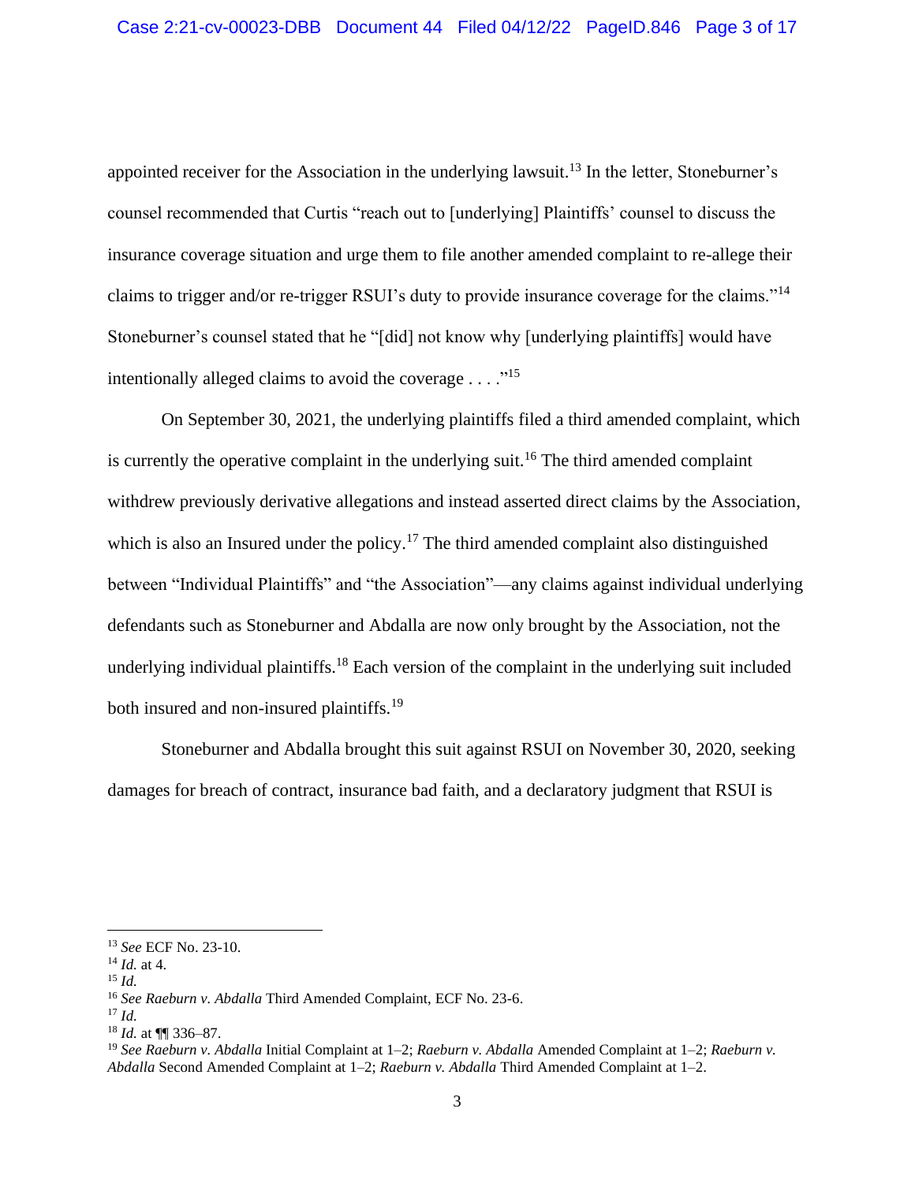appointed receiver for the Association in the underlying lawsuit.[13] In the letter, Stoneburner's counsel recommended that Curtis "reach out to [underlying] Plaintiffs' counsel to discuss the insurance coverage situation and urge them to file another amended complaint to re-allege their claims to trigger and/or re-trigger RSUI's duty to provide insurance coverage for the claims."[14] Stoneburner's counsel stated that he "[did] not know why [underlying plaintiffs] would have intentionally alleged claims to avoid the coverage . . . ."[15]

On September 30, 2021, the underlying plaintiffs filed a third amended complaint, which is currently the operative complaint in the underlying suit.[16] The third amended complaint withdrew previously derivative allegations and instead asserted direct claims by the Association, which is also an Insured under the policy.[17] The third amended complaint also distinguished between "Individual Plaintiffs" and "the Association"—any claims against individual underlying defendants such as Stoneburner and Abdalla are now only brought by the Association, not the underlying individual plaintiffs.[18] Each version of the complaint in the underlying suit included both insured and non-insured plaintiffs.[19]

Stoneburner and Abdalla brought this suit against RSUI on November 30, 2020, seeking damages for breach of contract, insurance bad faith, and a declaratory judgment that RSUI is

---

[13] *See* ECF No. 23-10.

[14] *Id.* at 4.

[15] *Id.*

[16] *See Raeburn v. Abdalla* Third Amended Complaint, ECF No. 23-6.

[17] *Id.*

[18] *Id.* at ¶¶ 336–87.

[19] *See Raeburn v. Abdalla* Initial Complaint at 1–2; *Raeburn v. Abdalla* Amended Complaint at 1–2; *Raeburn v. Abdalla* Second Amended Complaint at 1–2; *Raeburn v. Abdalla* Third Amended Complaint at 1–2.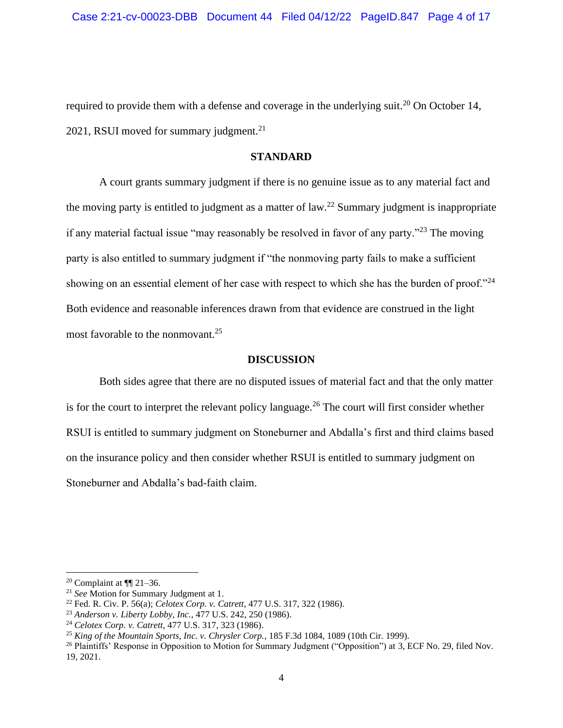required to provide them with a defense and coverage in the underlying suit.[20] On October 14, 2021, RSUI moved for summary judgment.[21]

## STANDARD

A court grants summary judgment if there is no genuine issue as to any material fact and the moving party is entitled to judgment as a matter of law.[22] Summary judgment is inappropriate if any material factual issue "may reasonably be resolved in favor of any party."[23] The moving party is also entitled to summary judgment if "the nonmoving party fails to make a sufficient showing on an essential element of her case with respect to which she has the burden of proof."[24] Both evidence and reasonable inferences drawn from that evidence are construed in the light most favorable to the nonmovant.[25]

## DISCUSSION

Both sides agree that there are no disputed issues of material fact and that the only matter is for the court to interpret the relevant policy language.[26] The court will first consider whether RSUI is entitled to summary judgment on Stoneburner and Abdalla's first and third claims based on the insurance policy and then consider whether RSUI is entitled to summary judgment on Stoneburner and Abdalla's bad-faith claim.

---

[20] Complaint at ¶¶ 21–36.

[21] *See* Motion for Summary Judgment at 1.

[22] Fed. R. Civ. P. 56(a); *Celotex Corp. v. Catrett*, 477 U.S. 317, 322 (1986).

[23] *Anderson v. Liberty Lobby, Inc.*, 477 U.S. 242, 250 (1986).

[24] *Celotex Corp. v. Catrett*, 477 U.S. 317, 323 (1986).

[25] *King of the Mountain Sports, Inc. v. Chrysler Corp.*, 185 F.3d 1084, 1089 (10th Cir. 1999).

[26] Plaintiffs' Response in Opposition to Motion for Summary Judgment ("Opposition") at 3, ECF No. 29, filed Nov. 19, 2021.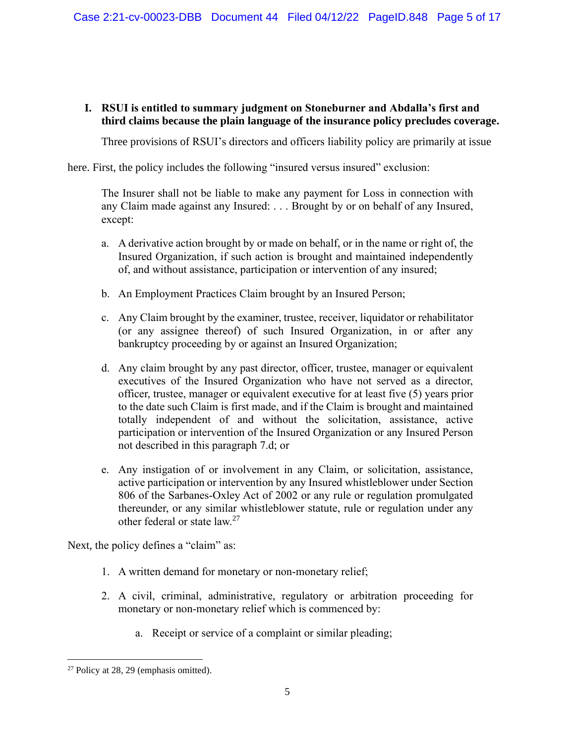## I. RSUI is entitled to summary judgment on Stoneburner and Abdalla's first and third claims because the plain language of the insurance policy precludes coverage.

Three provisions of RSUI's directors and officers liability policy are primarily at issue here. First, the policy includes the following "insured versus insured" exclusion:

> The Insurer shall not be liable to make any payment for Loss in connection with any Claim made against any Insured: . . . Brought by or on behalf of any Insured, except:
>
> a. A derivative action brought by or made on behalf, or in the name or right of, the Insured Organization, if such action is brought and maintained independently of, and without assistance, participation or intervention of any insured;
>
> b. An Employment Practices Claim brought by an Insured Person;
>
> c. Any Claim brought by the examiner, trustee, receiver, liquidator or rehabilitator (or any assignee thereof) of such Insured Organization, in or after any bankruptcy proceeding by or against an Insured Organization;
>
> d. Any claim brought by any past director, officer, trustee, manager or equivalent executives of the Insured Organization who have not served as a director, officer, trustee, manager or equivalent executive for at least five (5) years prior to the date such Claim is first made, and if the Claim is brought and maintained totally independent of and without the solicitation, assistance, active participation or intervention of the Insured Organization or any Insured Person not described in this paragraph 7.d; or
>
> e. Any instigation of or involvement in any Claim, or solicitation, assistance, active participation or intervention by any Insured whistleblower under Section 806 of the Sarbanes-Oxley Act of 2002 or any rule or regulation promulgated thereunder, or any similar whistleblower statute, rule or regulation under any other federal or state law.[27]

Next, the policy defines a "claim" as:

> 1. A written demand for monetary or non-monetary relief;
>
> 2. A civil, criminal, administrative, regulatory or arbitration proceeding for monetary or non-monetary relief which is commenced by:
>
>    a. Receipt or service of a complaint or similar pleading;

---

[27] Policy at 28, 29 (emphasis omitted).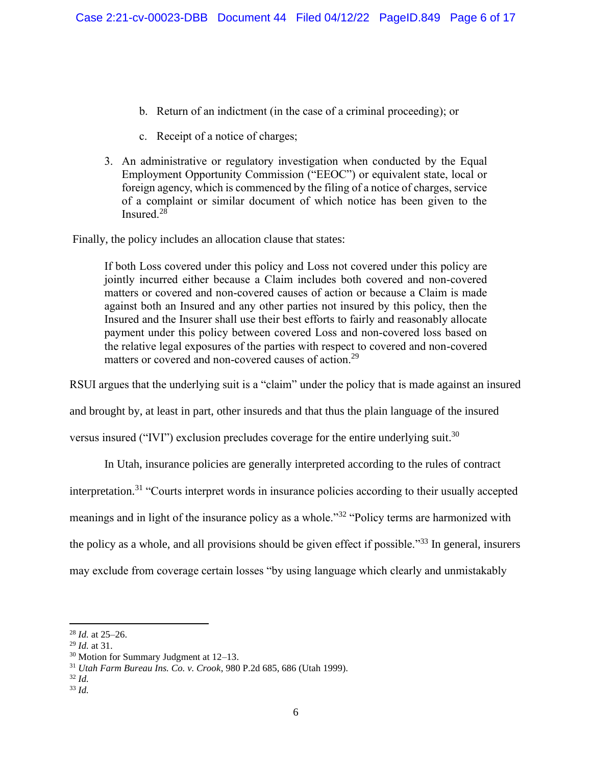b. Return of an indictment (in the case of a criminal proceeding); or

   c. Receipt of a notice of charges;

3. An administrative or regulatory investigation when conducted by the Equal Employment Opportunity Commission ("EEOC") or equivalent state, local or foreign agency, which is commenced by the filing of a notice of charges, service of a complaint or similar document of which notice has been given to the Insured.[28]

Finally, the policy includes an allocation clause that states:

> If both Loss covered under this policy and Loss not covered under this policy are jointly incurred either because a Claim includes both covered and non-covered matters or covered and non-covered causes of action or because a Claim is made against both an Insured and any other parties not insured by this policy, then the Insured and the Insurer shall use their best efforts to fairly and reasonably allocate payment under this policy between covered Loss and non-covered loss based on the relative legal exposures of the parties with respect to covered and non-covered matters or covered and non-covered causes of action.[29]

RSUI argues that the underlying suit is a "claim" under the policy that is made against an insured and brought by, at least in part, other insureds and that thus the plain language of the insured versus insured ("IVI") exclusion precludes coverage for the entire underlying suit.[30]

In Utah, insurance policies are generally interpreted according to the rules of contract interpretation.[31] "Courts interpret words in insurance policies according to their usually accepted meanings and in light of the insurance policy as a whole."[32] "Policy terms are harmonized with the policy as a whole, and all provisions should be given effect if possible."[33] In general, insurers may exclude from coverage certain losses "by using language which clearly and unmistakably

---

[28] *Id.* at 25–26.

[29] *Id.* at 31.

[30] Motion for Summary Judgment at 12–13.

[31] *Utah Farm Bureau Ins. Co. v. Crook*, 980 P.2d 685, 686 (Utah 1999).

[32] *Id.*

[33] *Id.*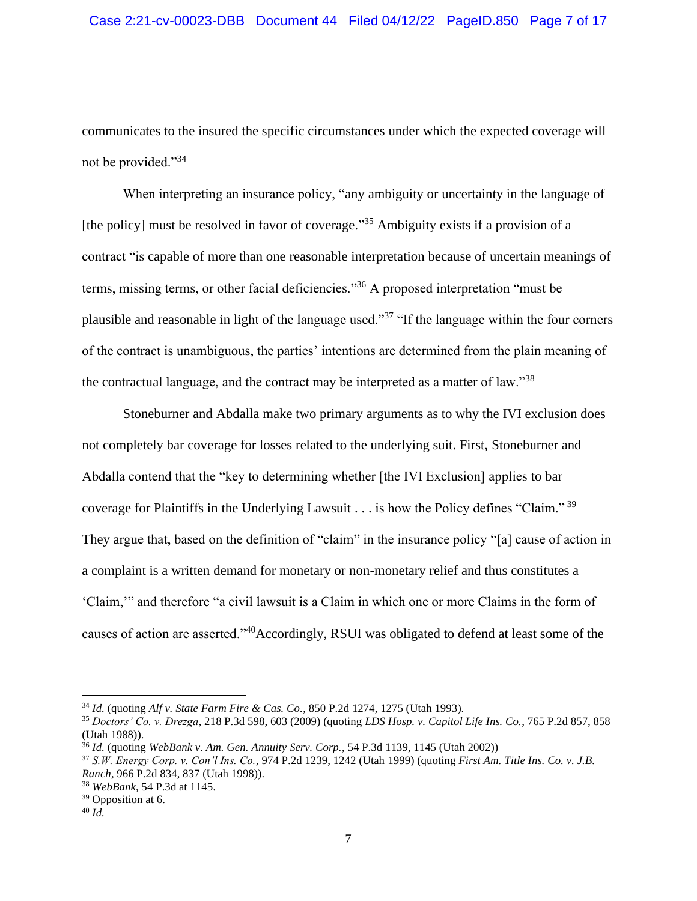communicates to the insured the specific circumstances under which the expected coverage will not be provided."[34]

When interpreting an insurance policy, "any ambiguity or uncertainty in the language of [the policy] must be resolved in favor of coverage."[35] Ambiguity exists if a provision of a contract "is capable of more than one reasonable interpretation because of uncertain meanings of terms, missing terms, or other facial deficiencies."[36] A proposed interpretation "must be plausible and reasonable in light of the language used."[37] "If the language within the four corners of the contract is unambiguous, the parties' intentions are determined from the plain meaning of the contractual language, and the contract may be interpreted as a matter of law."[38]

Stoneburner and Abdalla make two primary arguments as to why the IVI exclusion does not completely bar coverage for losses related to the underlying suit. First, Stoneburner and Abdalla contend that the "key to determining whether [the IVI Exclusion] applies to bar coverage for Plaintiffs in the Underlying Lawsuit . . . is how the Policy defines "Claim."[39] They argue that, based on the definition of "claim" in the insurance policy "[a] cause of action in a complaint is a written demand for monetary or non-monetary relief and thus constitutes a 'Claim,'" and therefore "a civil lawsuit is a Claim in which one or more Claims in the form of causes of action are asserted."[40]Accordingly, RSUI was obligated to defend at least some of the

---

[34] *Id.* (quoting *Alf v. State Farm Fire & Cas. Co.*, 850 P.2d 1274, 1275 (Utah 1993).

[35] *Doctors' Co. v. Drezga*, 218 P.3d 598, 603 (2009) (quoting *LDS Hosp. v. Capitol Life Ins. Co.*, 765 P.2d 857, 858 (Utah 1988)).

[36] *Id.* (quoting *WebBank v. Am. Gen. Annuity Serv. Corp.*, 54 P.3d 1139, 1145 (Utah 2002))

[37] *S.W. Energy Corp. v. Con'l Ins. Co.*, 974 P.2d 1239, 1242 (Utah 1999) (quoting *First Am. Title Ins. Co. v. J.B. Ranch*, 966 P.2d 834, 837 (Utah 1998)).

[38] *WebBank*, 54 P.3d at 1145.

[39] Opposition at 6.

[40] *Id.*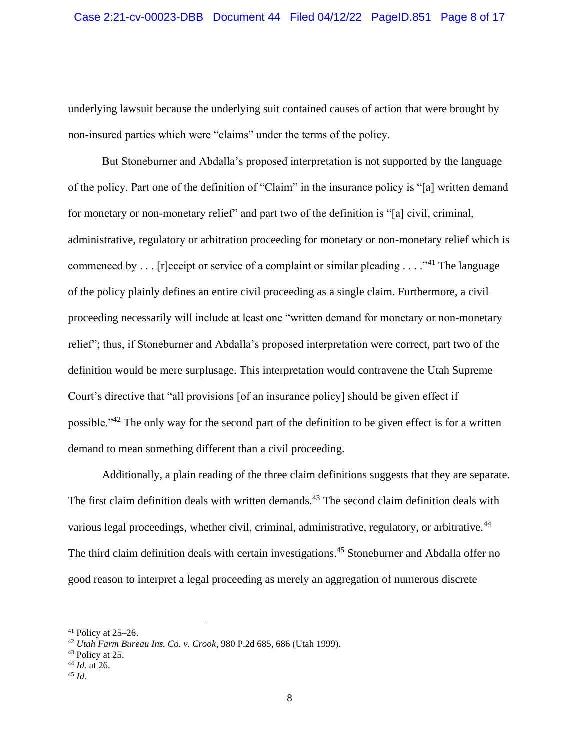underlying lawsuit because the underlying suit contained causes of action that were brought by non-insured parties which were "claims" under the terms of the policy.

But Stoneburner and Abdalla's proposed interpretation is not supported by the language of the policy. Part one of the definition of "Claim" in the insurance policy is "[a] written demand for monetary or non-monetary relief" and part two of the definition is "[a] civil, criminal, administrative, regulatory or arbitration proceeding for monetary or non-monetary relief which is commenced by . . . [r]eceipt or service of a complaint or similar pleading . . . ."[41] The language of the policy plainly defines an entire civil proceeding as a single claim. Furthermore, a civil proceeding necessarily will include at least one "written demand for monetary or non-monetary relief"; thus, if Stoneburner and Abdalla's proposed interpretation were correct, part two of the definition would be mere surplusage. This interpretation would contravene the Utah Supreme Court's directive that "all provisions [of an insurance policy] should be given effect if possible."[42] The only way for the second part of the definition to be given effect is for a written demand to mean something different than a civil proceeding.

Additionally, a plain reading of the three claim definitions suggests that they are separate. The first claim definition deals with written demands.[43] The second claim definition deals with various legal proceedings, whether civil, criminal, administrative, regulatory, or arbitrative.[44] The third claim definition deals with certain investigations.[45] Stoneburner and Abdalla offer no good reason to interpret a legal proceeding as merely an aggregation of numerous discrete

---

[41] Policy at 25–26.

[42] *Utah Farm Bureau Ins. Co. v. Crook*, 980 P.2d 685, 686 (Utah 1999).

[43] Policy at 25.

[44] *Id.* at 26.

[45] *Id.*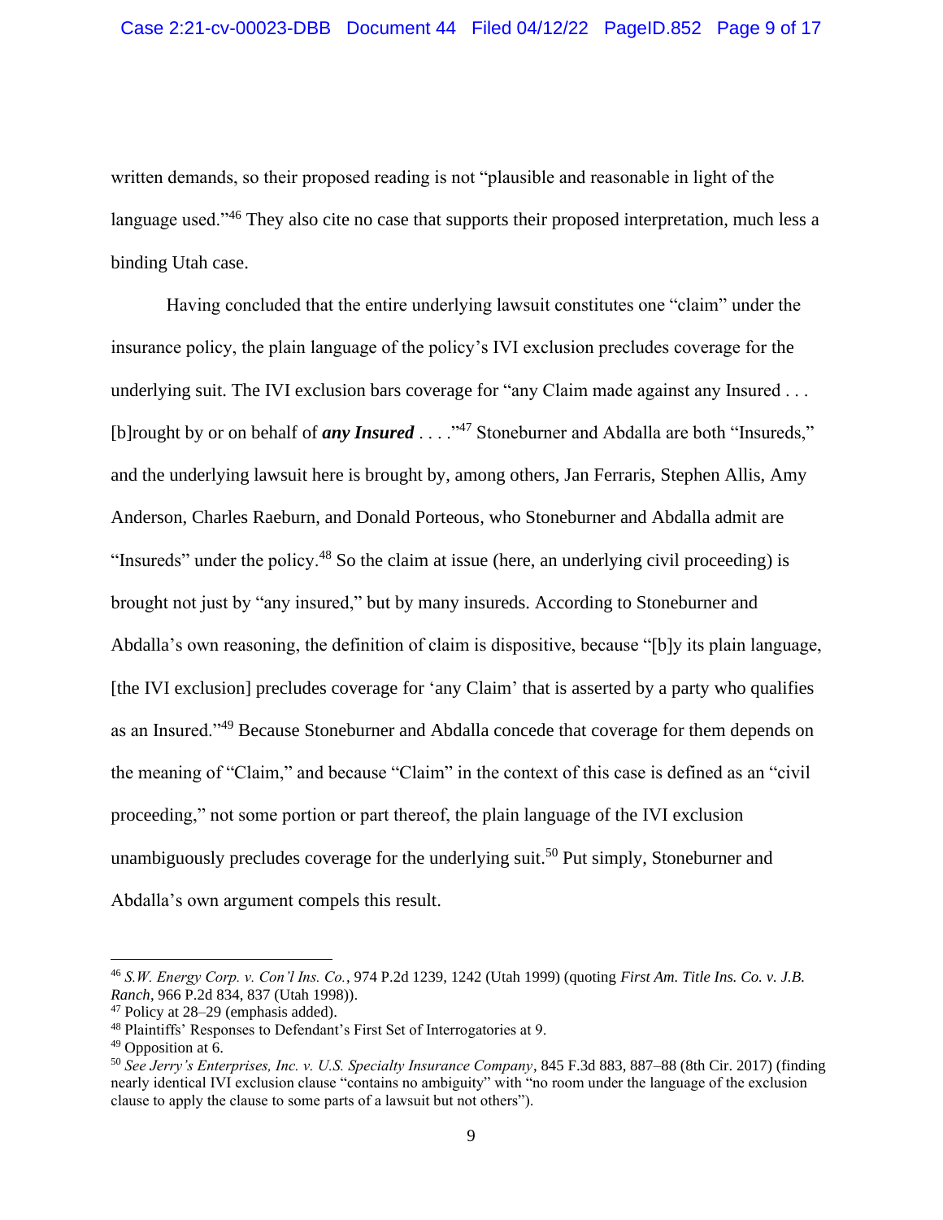written demands, so their proposed reading is not "plausible and reasonable in light of the language used."[46] They also cite no case that supports their proposed interpretation, much less a binding Utah case.

Having concluded that the entire underlying lawsuit constitutes one "claim" under the insurance policy, the plain language of the policy's IVI exclusion precludes coverage for the underlying suit. The IVI exclusion bars coverage for "any Claim made against any Insured . . . [b]rought by or on behalf of ***any Insured*** . . . ."[47] Stoneburner and Abdalla are both "Insureds," and the underlying lawsuit here is brought by, among others, Jan Ferraris, Stephen Allis, Amy Anderson, Charles Raeburn, and Donald Porteous, who Stoneburner and Abdalla admit are "Insureds" under the policy.[48] So the claim at issue (here, an underlying civil proceeding) is brought not just by "any insured," but by many insureds. According to Stoneburner and Abdalla's own reasoning, the definition of claim is dispositive, because "[b]y its plain language, [the IVI exclusion] precludes coverage for 'any Claim' that is asserted by a party who qualifies as an Insured."[49] Because Stoneburner and Abdalla concede that coverage for them depends on the meaning of "Claim," and because "Claim" in the context of this case is defined as an "civil proceeding," not some portion or part thereof, the plain language of the IVI exclusion unambiguously precludes coverage for the underlying suit.[50] Put simply, Stoneburner and Abdalla's own argument compels this result.

---

[46] *S.W. Energy Corp. v. Con'l Ins. Co.*, 974 P.2d 1239, 1242 (Utah 1999) (quoting *First Am. Title Ins. Co. v. J.B. Ranch*, 966 P.2d 834, 837 (Utah 1998)).

[47] Policy at 28–29 (emphasis added).

[48] Plaintiffs' Responses to Defendant's First Set of Interrogatories at 9.

[49] Opposition at 6.

[50] *See Jerry's Enterprises, Inc. v. U.S. Specialty Insurance Company*, 845 F.3d 883, 887–88 (8th Cir. 2017) (finding nearly identical IVI exclusion clause "contains no ambiguity" with "no room under the language of the exclusion clause to apply the clause to some parts of a lawsuit but not others").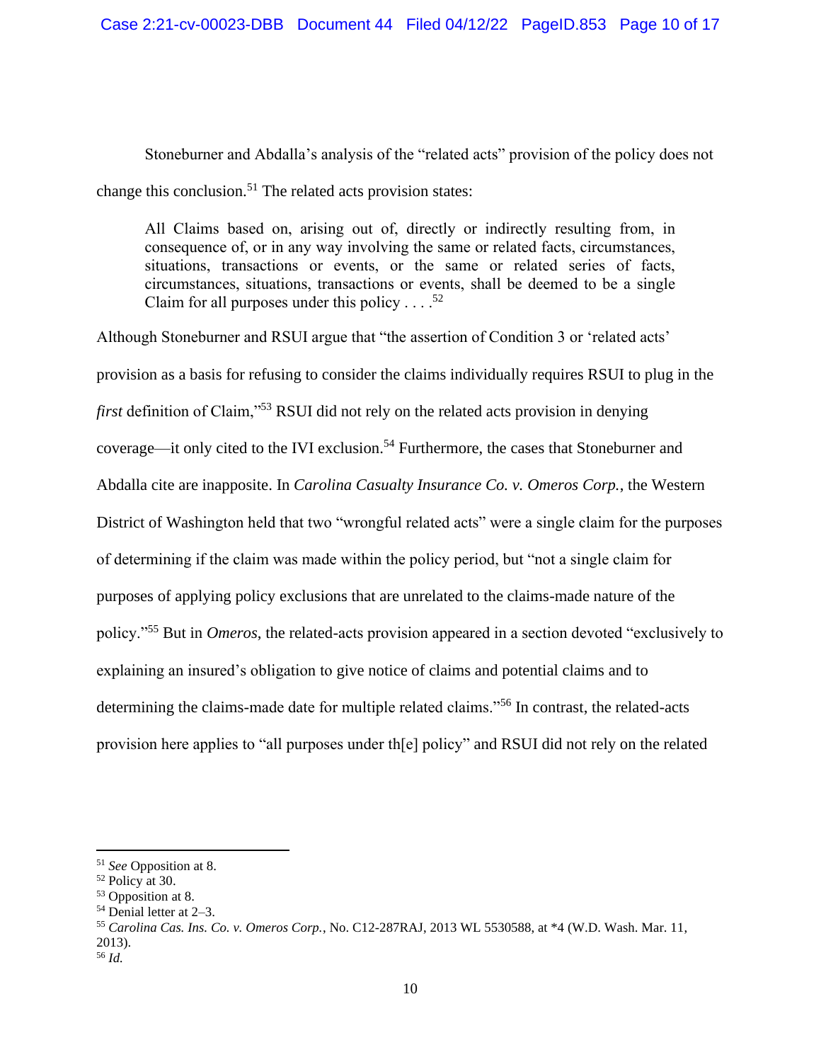Stoneburner and Abdalla's analysis of the "related acts" provision of the policy does not change this conclusion.[51] The related acts provision states:

> All Claims based on, arising out of, directly or indirectly resulting from, in consequence of, or in any way involving the same or related facts, circumstances, situations, transactions or events, or the same or related series of facts, circumstances, situations, transactions or events, shall be deemed to be a single Claim for all purposes under this policy . . . .[52]

Although Stoneburner and RSUI argue that "the assertion of Condition 3 or 'related acts' provision as a basis for refusing to consider the claims individually requires RSUI to plug in the *first* definition of Claim,"[53] RSUI did not rely on the related acts provision in denying coverage—it only cited to the IVI exclusion.[54] Furthermore, the cases that Stoneburner and Abdalla cite are inapposite. In *Carolina Casualty Insurance Co. v. Omeros Corp.*, the Western District of Washington held that two "wrongful related acts" were a single claim for the purposes of determining if the claim was made within the policy period, but "not a single claim for purposes of applying policy exclusions that are unrelated to the claims-made nature of the policy."[55] But in *Omeros*, the related-acts provision appeared in a section devoted "exclusively to explaining an insured's obligation to give notice of claims and potential claims and to determining the claims-made date for multiple related claims."[56] In contrast, the related-acts provision here applies to "all purposes under th[e] policy" and RSUI did not rely on the related

---

[51] *See* Opposition at 8.

[52] Policy at 30.

[53] Opposition at 8.

[54] Denial letter at 2–3.

[55] *Carolina Cas. Ins. Co. v. Omeros Corp.*, No. C12-287RAJ, 2013 WL 5530588, at *4 (W.D. Wash. Mar. 11, 2013).

[56] *Id.*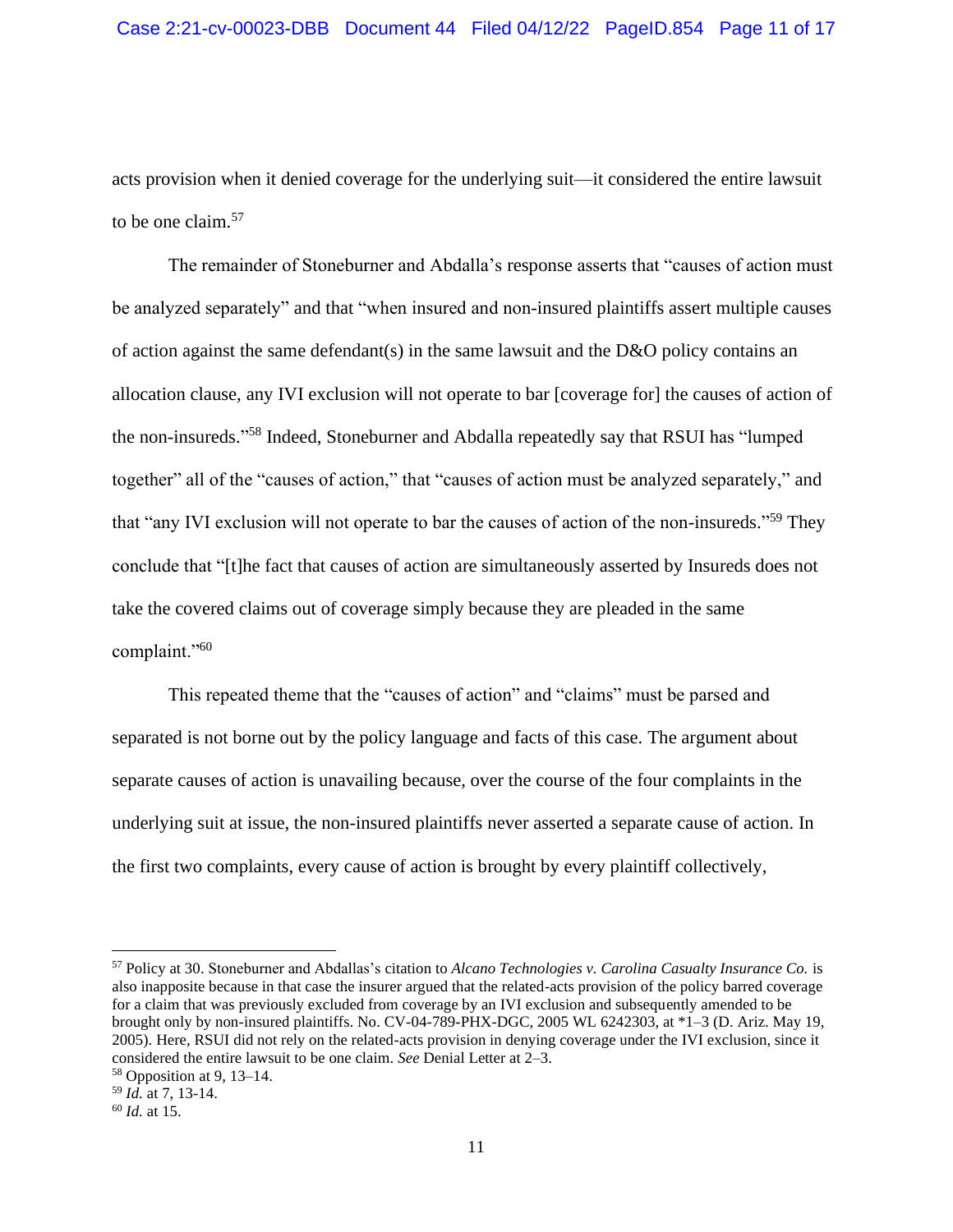acts provision when it denied coverage for the underlying suit—it considered the entire lawsuit to be one claim.[57]

The remainder of Stoneburner and Abdalla's response asserts that "causes of action must be analyzed separately" and that "when insured and non-insured plaintiffs assert multiple causes of action against the same defendant(s) in the same lawsuit and the D&O policy contains an allocation clause, any IVI exclusion will not operate to bar [coverage for] the causes of action of the non-insureds."[58] Indeed, Stoneburner and Abdalla repeatedly say that RSUI has "lumped together" all of the "causes of action," that "causes of action must be analyzed separately," and that "any IVI exclusion will not operate to bar the causes of action of the non-insureds."[59] They conclude that "[t]he fact that causes of action are simultaneously asserted by Insureds does not take the covered claims out of coverage simply because they are pleaded in the same complaint."[60]

This repeated theme that the "causes of action" and "claims" must be parsed and separated is not borne out by the policy language and facts of this case. The argument about separate causes of action is unavailing because, over the course of the four complaints in the underlying suit at issue, the non-insured plaintiffs never asserted a separate cause of action. In the first two complaints, every cause of action is brought by every plaintiff collectively,

---

[57] Policy at 30. Stoneburner and Abdallas's citation to *Alcano Technologies v. Carolina Casualty Insurance Co.* is also inapposite because in that case the insurer argued that the related-acts provision of the policy barred coverage for a claim that was previously excluded from coverage by an IVI exclusion and subsequently amended to be brought only by non-insured plaintiffs. No. CV-04-789-PHX-DGC, 2005 WL 6242303, at \*1–3 (D. Ariz. May 19, 2005). Here, RSUI did not rely on the related-acts provision in denying coverage under the IVI exclusion, since it considered the entire lawsuit to be one claim. *See* Denial Letter at 2–3.

[58] Opposition at 9, 13–14.

[59] *Id.* at 7, 13-14.

[60] *Id.* at 15.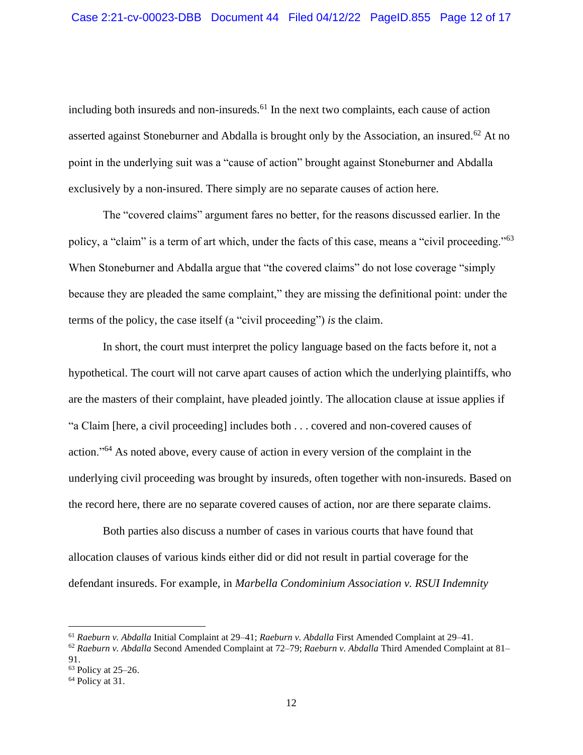including both insureds and non-insureds.[61] In the next two complaints, each cause of action asserted against Stoneburner and Abdalla is brought only by the Association, an insured.[62] At no point in the underlying suit was a "cause of action" brought against Stoneburner and Abdalla exclusively by a non-insured. There simply are no separate causes of action here.

The "covered claims" argument fares no better, for the reasons discussed earlier. In the policy, a "claim" is a term of art which, under the facts of this case, means a "civil proceeding."[63] When Stoneburner and Abdalla argue that "the covered claims" do not lose coverage "simply because they are pleaded the same complaint," they are missing the definitional point: under the terms of the policy, the case itself (a "civil proceeding") *is* the claim.

In short, the court must interpret the policy language based on the facts before it, not a hypothetical. The court will not carve apart causes of action which the underlying plaintiffs, who are the masters of their complaint, have pleaded jointly. The allocation clause at issue applies if "a Claim [here, a civil proceeding] includes both . . . covered and non-covered causes of action."[64] As noted above, every cause of action in every version of the complaint in the underlying civil proceeding was brought by insureds, often together with non-insureds. Based on the record here, there are no separate covered causes of action, nor are there separate claims.

Both parties also discuss a number of cases in various courts that have found that allocation clauses of various kinds either did or did not result in partial coverage for the defendant insureds. For example, in *Marbella Condominium Association v. RSUI Indemnity*

---

[61] *Raeburn v. Abdalla* Initial Complaint at 29–41; *Raeburn v. Abdalla* First Amended Complaint at 29–41.

[62] *Raeburn v. Abdalla* Second Amended Complaint at 72–79; *Raeburn v. Abdalla* Third Amended Complaint at 81–91.

[63] Policy at 25–26.

[64] Policy at 31.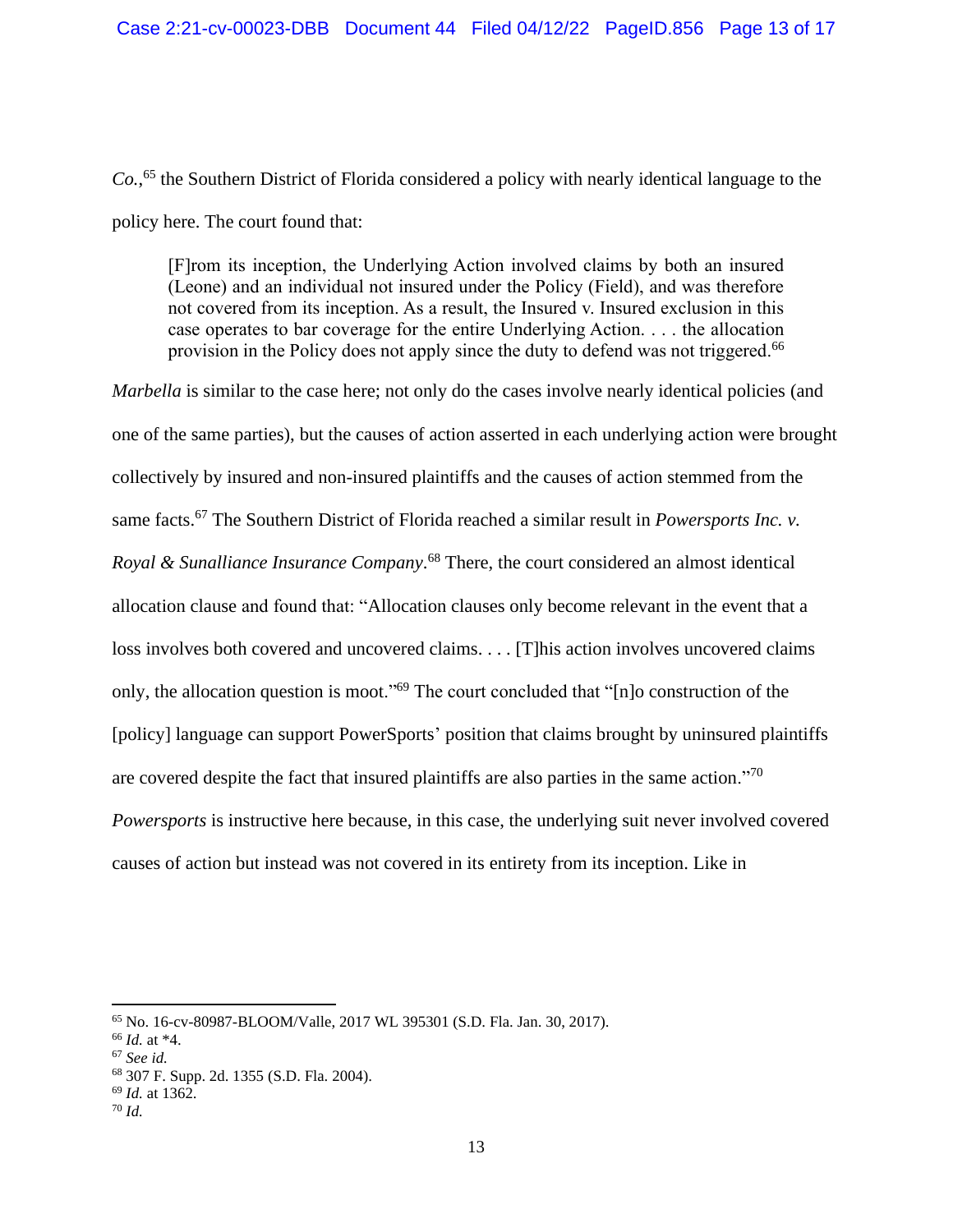*Co.*,[65] the Southern District of Florida considered a policy with nearly identical language to the policy here. The court found that:

> [F]rom its inception, the Underlying Action involved claims by both an insured (Leone) and an individual not insured under the Policy (Field), and was therefore not covered from its inception. As a result, the Insured v. Insured exclusion in this case operates to bar coverage for the entire Underlying Action. . . . the allocation provision in the Policy does not apply since the duty to defend was not triggered.[66]

*Marbella* is similar to the case here; not only do the cases involve nearly identical policies (and one of the same parties), but the causes of action asserted in each underlying action were brought collectively by insured and non-insured plaintiffs and the causes of action stemmed from the same facts.[67] The Southern District of Florida reached a similar result in *Powersports Inc. v. Royal & Sunalliance Insurance Company*.[68] There, the court considered an almost identical allocation clause and found that: "Allocation clauses only become relevant in the event that a loss involves both covered and uncovered claims. . . . [T]his action involves uncovered claims only, the allocation question is moot."[69] The court concluded that "[n]o construction of the [policy] language can support PowerSports' position that claims brought by uninsured plaintiffs are covered despite the fact that insured plaintiffs are also parties in the same action."[70] *Powersports* is instructive here because, in this case, the underlying suit never involved covered causes of action but instead was not covered in its entirety from its inception. Like in

---

[65] No. 16-cv-80987-BLOOM/Valle, 2017 WL 395301 (S.D. Fla. Jan. 30, 2017).

[66] *Id.* at *4.

[67] *See id.*

[68] 307 F. Supp. 2d. 1355 (S.D. Fla. 2004).

[69] *Id.* at 1362.

[70] *Id.*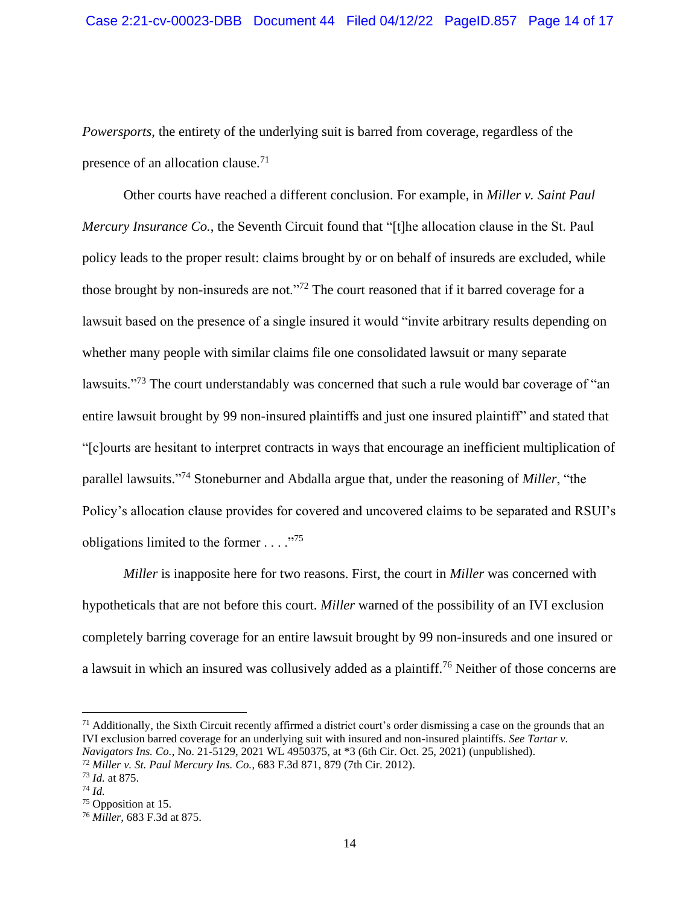*Powersports*, the entirety of the underlying suit is barred from coverage, regardless of the presence of an allocation clause.[71]

Other courts have reached a different conclusion. For example, in *Miller v. Saint Paul Mercury Insurance Co.*, the Seventh Circuit found that "[t]he allocation clause in the St. Paul policy leads to the proper result: claims brought by or on behalf of insureds are excluded, while those brought by non-insureds are not."[72] The court reasoned that if it barred coverage for a lawsuit based on the presence of a single insured it would "invite arbitrary results depending on whether many people with similar claims file one consolidated lawsuit or many separate lawsuits."[73] The court understandably was concerned that such a rule would bar coverage of "an entire lawsuit brought by 99 non-insured plaintiffs and just one insured plaintiff" and stated that "[c]ourts are hesitant to interpret contracts in ways that encourage an inefficient multiplication of parallel lawsuits."[74] Stoneburner and Abdalla argue that, under the reasoning of *Miller*, "the Policy's allocation clause provides for covered and uncovered claims to be separated and RSUI's obligations limited to the former . . . ."[75]

*Miller* is inapposite here for two reasons. First, the court in *Miller* was concerned with hypotheticals that are not before this court. *Miller* warned of the possibility of an IVI exclusion completely barring coverage for an entire lawsuit brought by 99 non-insureds and one insured or a lawsuit in which an insured was collusively added as a plaintiff.[76] Neither of those concerns are

---

[71] Additionally, the Sixth Circuit recently affirmed a district court's order dismissing a case on the grounds that an IVI exclusion barred coverage for an underlying suit with insured and non-insured plaintiffs. *See Tartar v. Navigators Ins. Co.*, No. 21-5129, 2021 WL 4950375, at *3 (6th Cir. Oct. 25, 2021) (unpublished).

[72] *Miller v. St. Paul Mercury Ins. Co.*, 683 F.3d 871, 879 (7th Cir. 2012).

[73] *Id.* at 875.

[74] *Id.*

[75] Opposition at 15.

[76] *Miller*, 683 F.3d at 875.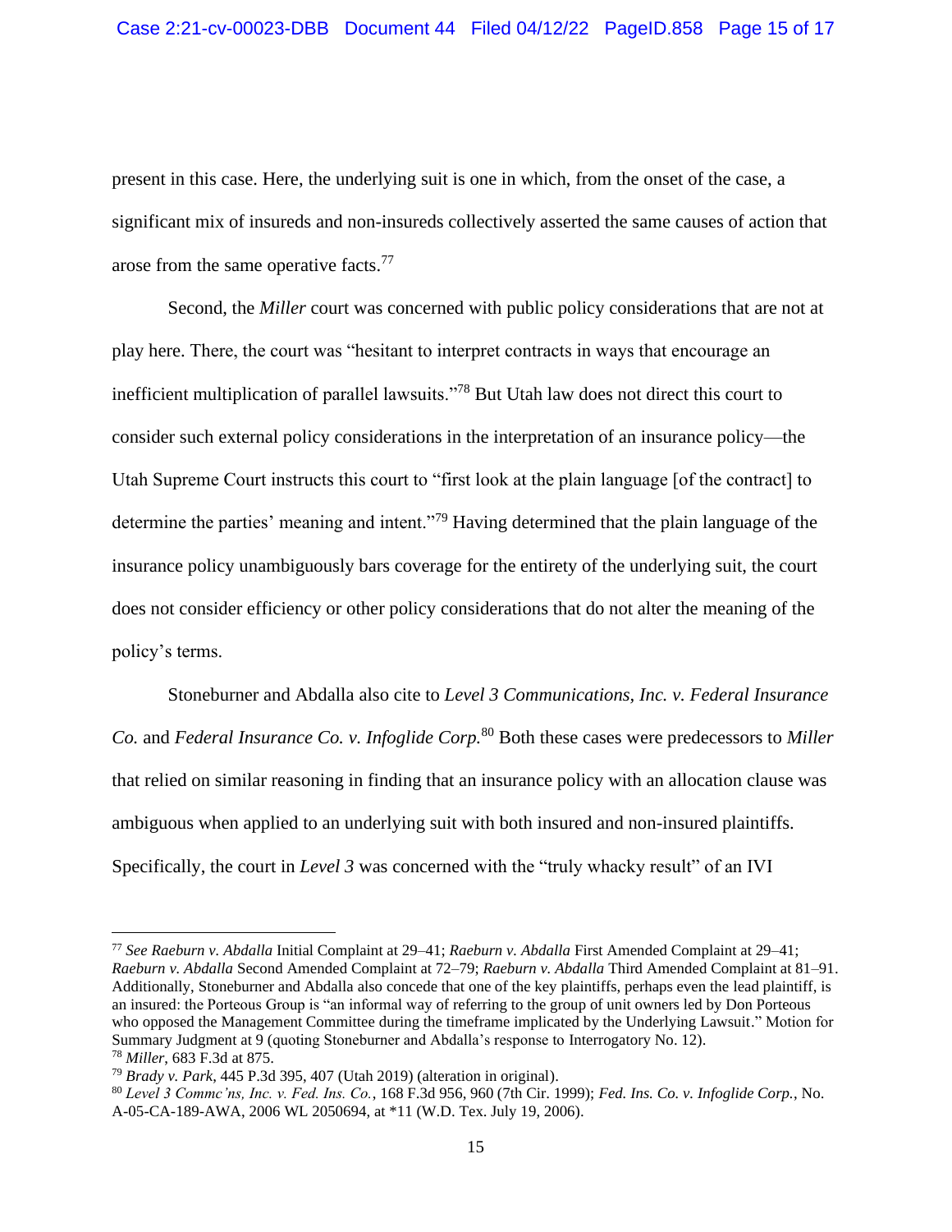present in this case. Here, the underlying suit is one in which, from the onset of the case, a significant mix of insureds and non-insureds collectively asserted the same causes of action that arose from the same operative facts.[77]

Second, the *Miller* court was concerned with public policy considerations that are not at play here. There, the court was "hesitant to interpret contracts in ways that encourage an inefficient multiplication of parallel lawsuits."[78] But Utah law does not direct this court to consider such external policy considerations in the interpretation of an insurance policy—the Utah Supreme Court instructs this court to "first look at the plain language [of the contract] to determine the parties' meaning and intent."[79] Having determined that the plain language of the insurance policy unambiguously bars coverage for the entirety of the underlying suit, the court does not consider efficiency or other policy considerations that do not alter the meaning of the policy's terms.

Stoneburner and Abdalla also cite to *Level 3 Communications, Inc. v. Federal Insurance Co.* and *Federal Insurance Co. v. Infoglide Corp.*[80] Both these cases were predecessors to *Miller* that relied on similar reasoning in finding that an insurance policy with an allocation clause was ambiguous when applied to an underlying suit with both insured and non-insured plaintiffs. Specifically, the court in *Level 3* was concerned with the "truly whacky result" of an IVI

---

[77] *See Raeburn v. Abdalla* Initial Complaint at 29–41; *Raeburn v. Abdalla* First Amended Complaint at 29–41; *Raeburn v. Abdalla* Second Amended Complaint at 72–79; *Raeburn v. Abdalla* Third Amended Complaint at 81–91. Additionally, Stoneburner and Abdalla also concede that one of the key plaintiffs, perhaps even the lead plaintiff, is an insured: the Porteous Group is "an informal way of referring to the group of unit owners led by Don Porteous who opposed the Management Committee during the timeframe implicated by the Underlying Lawsuit." Motion for Summary Judgment at 9 (quoting Stoneburner and Abdalla's response to Interrogatory No. 12).

[78] *Miller*, 683 F.3d at 875.

[79] *Brady v. Park*, 445 P.3d 395, 407 (Utah 2019) (alteration in original).

[80] *Level 3 Commc'ns, Inc. v. Fed. Ins. Co.*, 168 F.3d 956, 960 (7th Cir. 1999); *Fed. Ins. Co. v. Infoglide Corp.*, No. A-05-CA-189-AWA, 2006 WL 2050694, at *11 (W.D. Tex. July 19, 2006).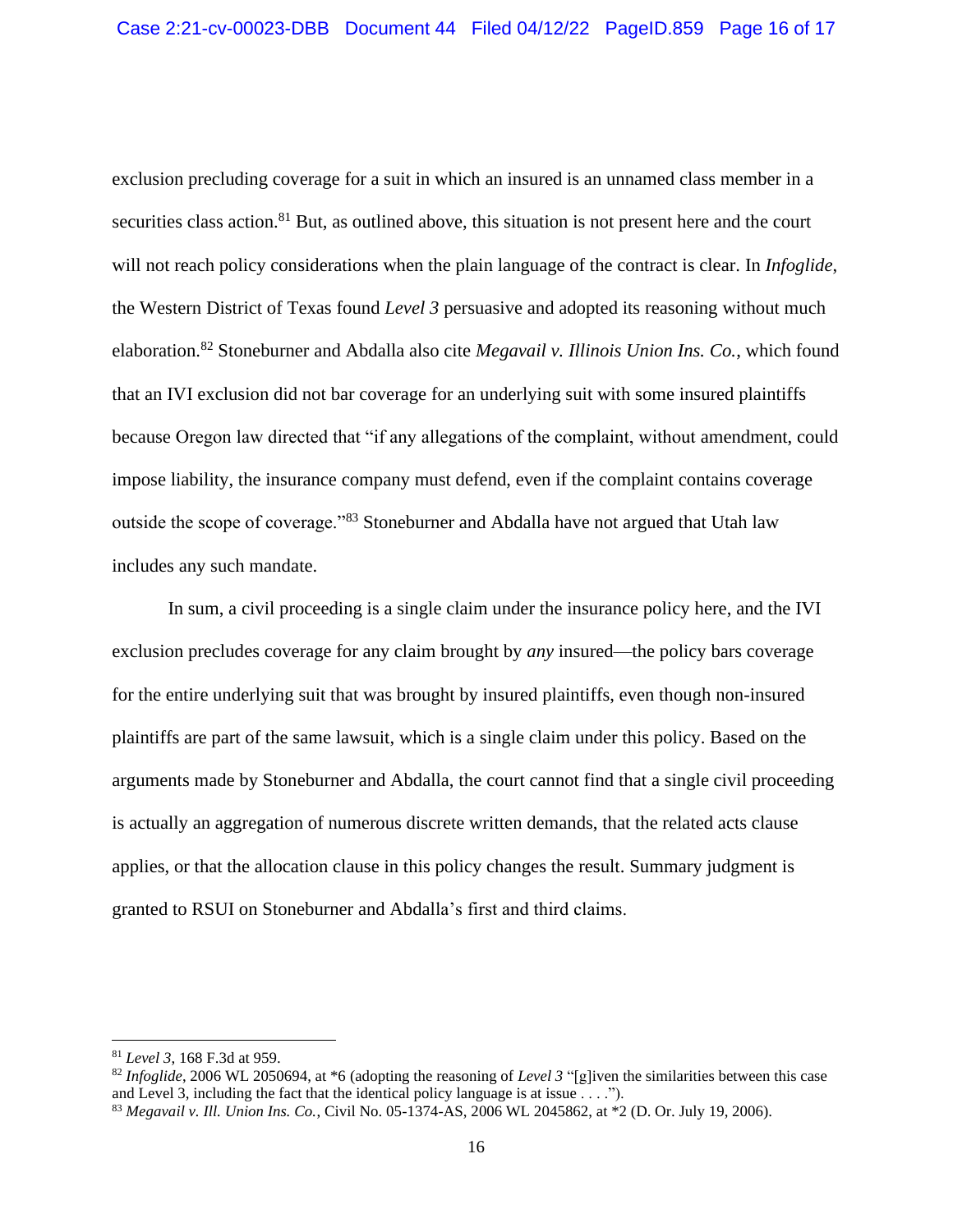exclusion precluding coverage for a suit in which an insured is an unnamed class member in a securities class action.[81] But, as outlined above, this situation is not present here and the court will not reach policy considerations when the plain language of the contract is clear. In *Infoglide*, the Western District of Texas found *Level 3* persuasive and adopted its reasoning without much elaboration.[82] Stoneburner and Abdalla also cite *Megavail v. Illinois Union Ins. Co.*, which found that an IVI exclusion did not bar coverage for an underlying suit with some insured plaintiffs because Oregon law directed that "if any allegations of the complaint, without amendment, could impose liability, the insurance company must defend, even if the complaint contains coverage outside the scope of coverage."[83] Stoneburner and Abdalla have not argued that Utah law includes any such mandate.

In sum, a civil proceeding is a single claim under the insurance policy here, and the IVI exclusion precludes coverage for any claim brought by *any* insured—the policy bars coverage for the entire underlying suit that was brought by insured plaintiffs, even though non-insured plaintiffs are part of the same lawsuit, which is a single claim under this policy. Based on the arguments made by Stoneburner and Abdalla, the court cannot find that a single civil proceeding is actually an aggregation of numerous discrete written demands, that the related acts clause applies, or that the allocation clause in this policy changes the result. Summary judgment is granted to RSUI on Stoneburner and Abdalla's first and third claims.

---

[81] *Level 3*, 168 F.3d at 959.

[82] *Infoglide*, 2006 WL 2050694, at *6 (adopting the reasoning of *Level 3* "[g]iven the similarities between this case and Level 3, including the fact that the identical policy language is at issue . . . .").

[83] *Megavail v. Ill. Union Ins. Co.*, Civil No. 05-1374-AS, 2006 WL 2045862, at *2 (D. Or. July 19, 2006).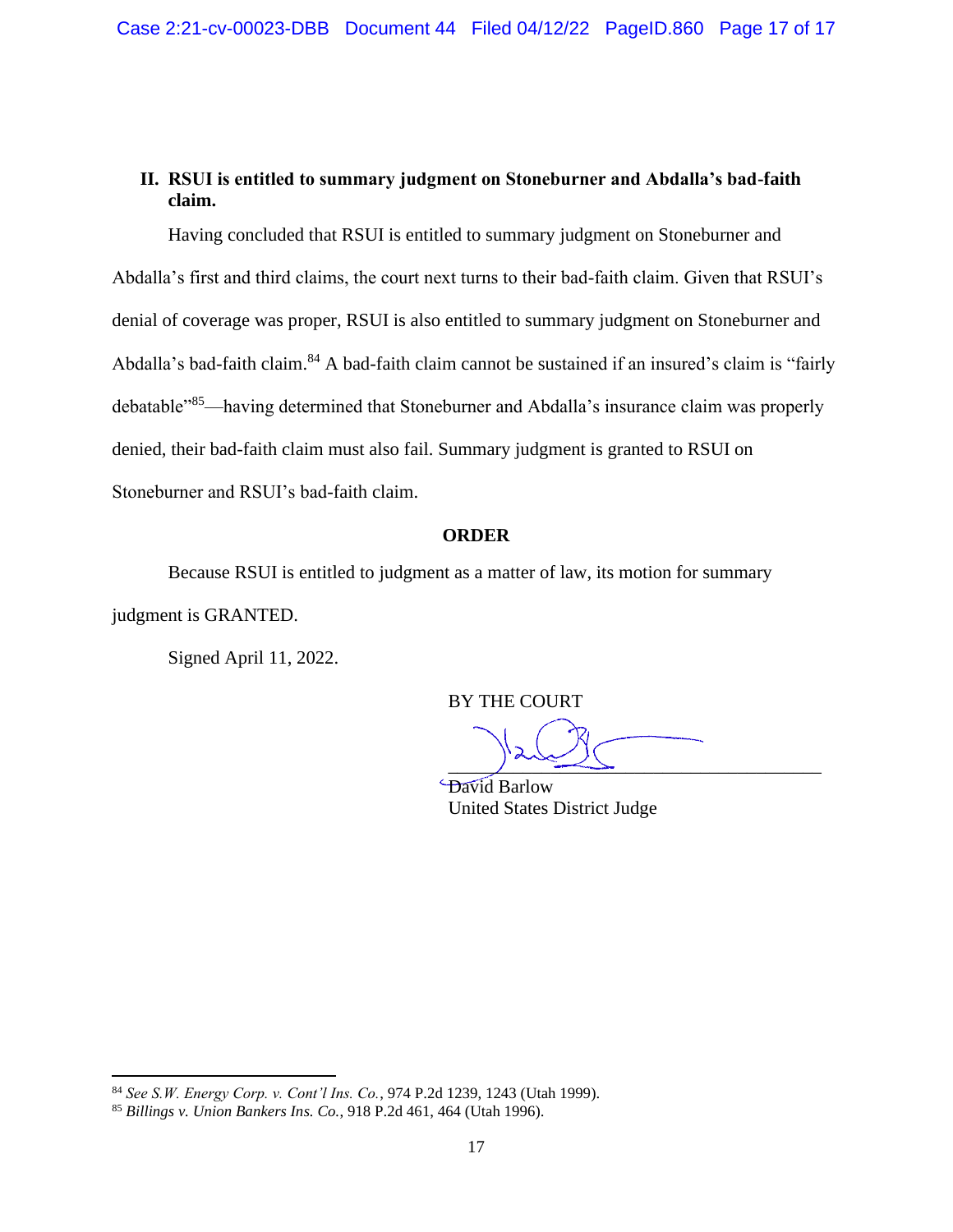## II. RSUI is entitled to summary judgment on Stoneburner and Abdalla's bad-faith claim.

Having concluded that RSUI is entitled to summary judgment on Stoneburner and Abdalla's first and third claims, the court next turns to their bad-faith claim. Given that RSUI's denial of coverage was proper, RSUI is also entitled to summary judgment on Stoneburner and Abdalla's bad-faith claim.[84] A bad-faith claim cannot be sustained if an insured's claim is "fairly debatable"[85]—having determined that Stoneburner and Abdalla's insurance claim was properly denied, their bad-faith claim must also fail. Summary judgment is granted to RSUI on Stoneburner and RSUI's bad-faith claim.

**ORDER**

Because RSUI is entitled to judgment as a matter of law, its motion for summary judgment is GRANTED.

Signed April 11, 2022.

BY THE COURT

\_\_\_\_\_\_\_\_\_\_\_\_\_\_\_\_\_\_\_\_\_\_\_\_\_\_\_\_\_\_\_\_\_\_\_\_\_\_\_\_

David Barlow
United States District Judge

---

[84] *See S.W. Energy Corp. v. Cont'l Ins. Co.*, 974 P.2d 1239, 1243 (Utah 1999).

[85] *Billings v. Union Bankers Ins. Co.*, 918 P.2d 461, 464 (Utah 1996).